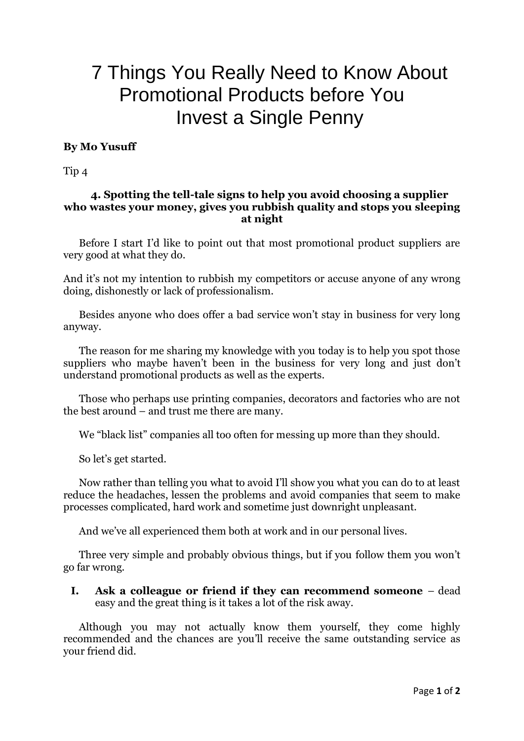# 7 Things You Really Need to Know About Promotional Products before You Invest a Single Penny

**By Mo Yusuff**

Tip 4

### 4. Spotting the tell-tale signs to help you avoid choosing a supplier who wastes your money, gives you rubbish quality and stops you sleeping at night

Before I start I'd like to point out that most promotional product suppliers are very good at what they do.

And it's not my intention to rubbish my competitors or accuse anyone of any wrong doing, dishonestly or lack of professionalism.

Besides anyone who does offer a bad service won't stay in business for very long anyway.

The reason for me sharing my knowledge with you today is to help you spot those suppliers who maybe haven't been in the business for very long and just don't understand promotional products as well as the experts.

Those who perhaps use printing companies, decorators and factories who are not the best around – and trust me there are many.

We "black list" companies all too often for messing up more than they should.

So let's get started.

Now rather than telling you what to avoid I'll show you what you can do to at least reduce the headaches, lessen the problems and avoid companies that seem to make processes complicated, hard work and sometime just downright unpleasant.

And we've all experienced them both at work and in our personal lives.

Three very simple and probably obvious things, but if you follow them you won't go far wrong.

I. **Ask a colleague or friend if they can recommend someone** – dead easy and the great thing is it takes a lot of the risk away.

Although you may not actually know them yourself, they come highly recommended and the chances are you'll receive the same outstanding service as your friend did.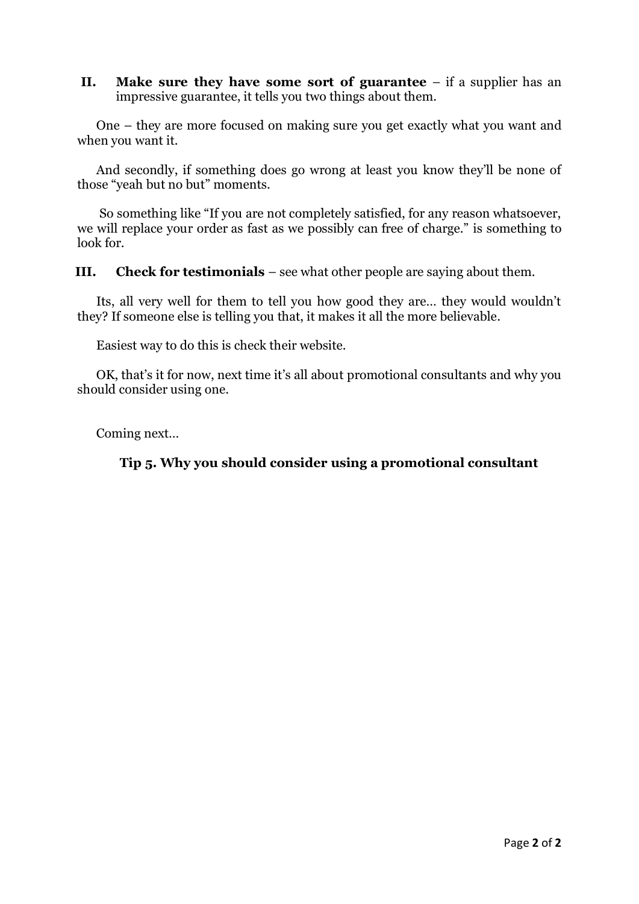II. **Make sure they have some sort of guarantee** – if a supplier has an impressive guarantee, it tells you two things about them.

One – they are more focused on making sure you get exactly what you want and when you want it.

And secondly, if something does go wrong at least you know they'll be none of those "yeah but no but" moments.

So something like "If you are not completely satisfied, for any reason whatsoever, we will replace your order as fast as we possibly can free of charge." is something to look for.

III. **Check for testimonials** – see what other people are saying about them.

Its, all very well for them to tell you how good they are… they would wouldn't they? If someone else is telling you that, it makes it all the more believable.

Easiest way to do this is check their website.

OK, that's it for now, next time it's all about promotional consultants and why you should consider using one.

Coming next…

**Tip 5. Why you should consider using a promotional consultant**